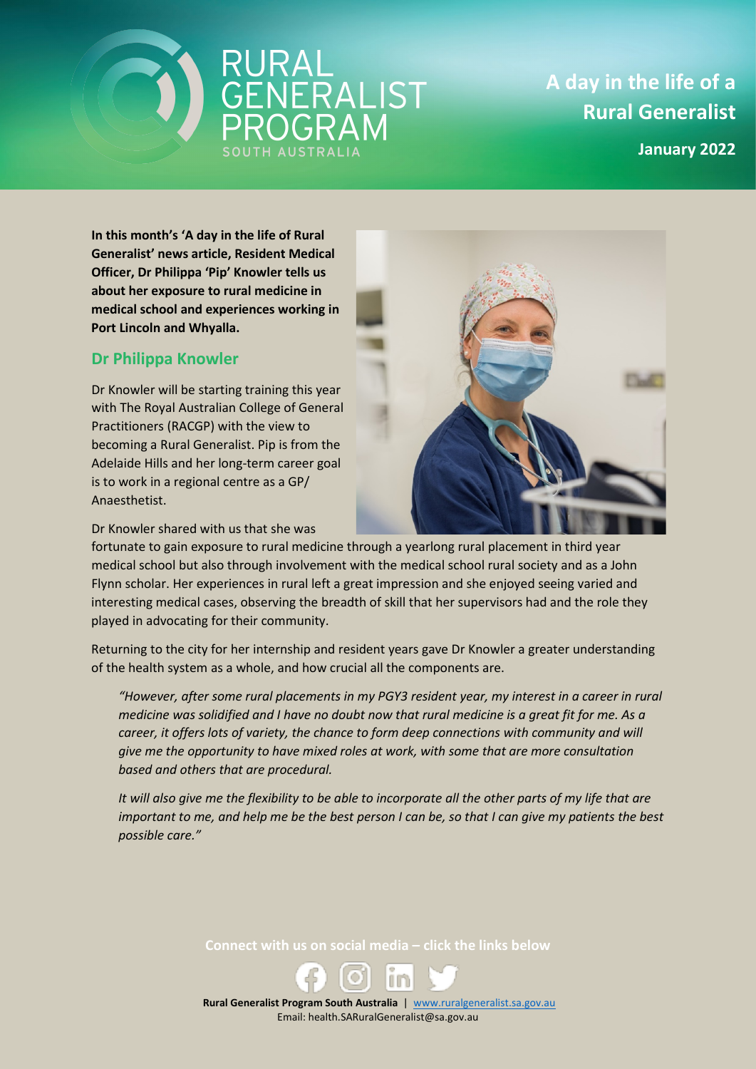# RURAL GENERALIST PROGRAM

SOUTH AUSTRALIA

## A day in the life of a Rural Generalist

**January 2022**

**In this month's 'A day in the life of Rural Generalist' news article, Resident Medical Officer, Dr Philippa 'Pip' Knowler tells us about her exposure to rural medicine in medical school and experiences working in Port Lincoln and Whyalla.**

### Dr Philippa Knowler

Dr Knowler will be starting training this year with The Royal Australian College of General Practitioners (RACGP) with the view to becoming a Rural Generalist. Pip is from the Adelaide Hills and her long-term career goal is to work in a regional centre as a GP/ Anaesthetist.

Dr Knowler shared with us that she was fortunate to gain exposure to rural medicine through a yearlong rural placement in third year medical school but also through involvement with the medical school rural society and as a John Flynn scholar. Her experiences in rural left a great impression and she enjoyed seeing varied and interesting medical cases, observing the breadth of skill that her supervisors had and the role they played in advocating for their community.

Returning to the city for her internship and resident years gave Dr Knowler a greater understanding of the health system as a whole, and how crucial all the components are.

> *"However, after some rural placements in my PGY3 resident year, my interest in a career in rural medicine was solidified and I have no doubt now that rural medicine is a great fit for me. As a career, it offers lots of variety, the chance to form deep connections with community and will give me the opportunity to have mixed roles at work, with some that are more consultation based and others that are procedural.*
>
> *It will also give me the flexibility to be able to incorporate all the other parts of my life that are important to me, and help me be the best person I can be, so that I can give my patients the best possible care."*

**Connect with us on social media – click the links below**

**Rural Generalist Program South Australia** | www.ruralgeneralist.sa.gov.au
Email: health.SARuralGeneralist@sa.gov.au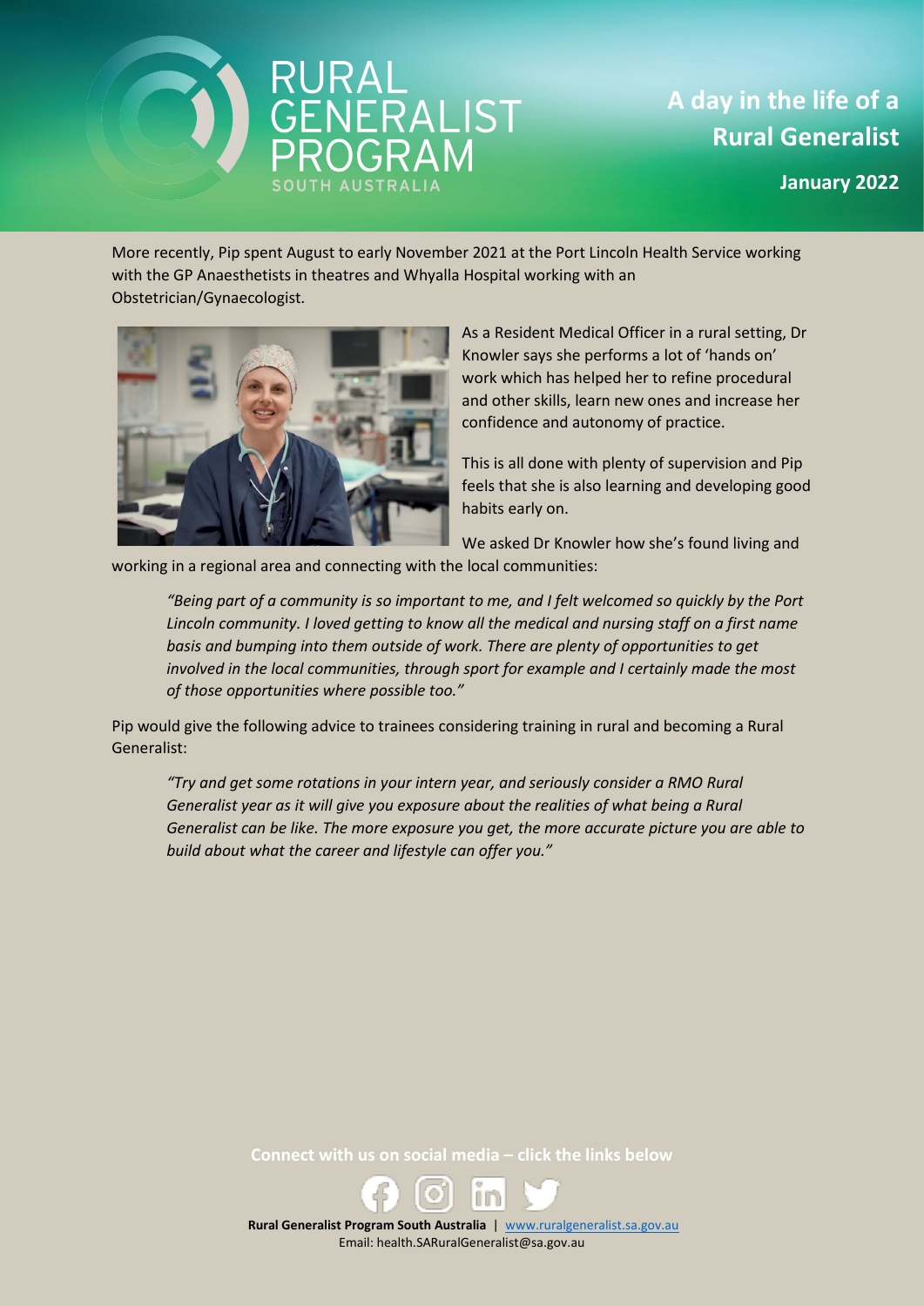More recently, Pip spent August to early November 2021 at the Port Lincoln Health Service working with the GP Anaesthetists in theatres and Whyalla Hospital working with an Obstetrician/Gynaecologist.

As a Resident Medical Officer in a rural setting, Dr Knowler says she performs a lot of 'hands on' work which has helped her to refine procedural and other skills, learn new ones and increase her confidence and autonomy of practice.

This is all done with plenty of supervision and Pip feels that she is also learning and developing good habits early on.

We asked Dr Knowler how she's found living and working in a regional area and connecting with the local communities:

> *"Being part of a community is so important to me, and I felt welcomed so quickly by the Port Lincoln community. I loved getting to know all the medical and nursing staff on a first name basis and bumping into them outside of work. There are plenty of opportunities to get involved in the local communities, through sport for example and I certainly made the most of those opportunities where possible too."*

Pip would give the following advice to trainees considering training in rural and becoming a Rural Generalist:

> *"Try and get some rotations in your intern year, and seriously consider a RMO Rural Generalist year as it will give you exposure about the realities of what being a Rural Generalist can be like. The more exposure you get, the more accurate picture you are able to build about what the career and lifestyle can offer you."*

Connect with us on social media – click the links below

**Rural Generalist Program South Australia** | www.ruralgeneralist.sa.gov.au
Email: health.SARuralGeneralist@sa.gov.au